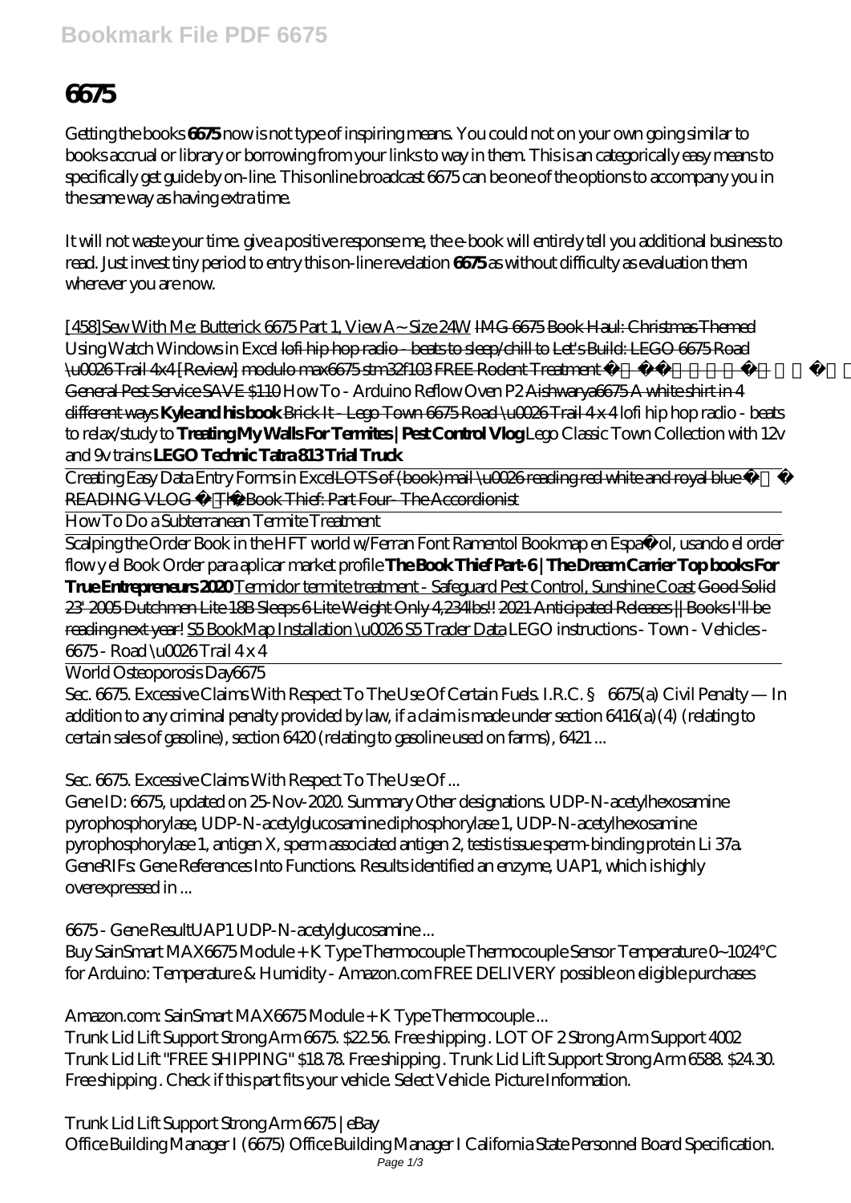# 6675

Getting the books **6675** now is not type of inspiring means. You could not on your own going similar to books accrual or library or borrowing from your links to way in them. This is an categorically easy means to specifically get guide by on-line. This online broadcast 6675 can be one of the options to accompany you in the same way as having extra time.

It will not waste your time. give a positive response me, the e-book will entirely tell you additional business to read. Just invest tiny period to entry this on-line revelation **6675** as without difficulty as evaluation them wherever you are now.

[458]Sew With Me: Butterick 6675 Part 1, View A~ Size 24W ~~IMG 6675 Book Haul: Christmas Themed~~ *Using Watch Windows in Excel* ~~lofi hip hop radio - beats to sleep/chill to Let's Build: LEGO 6675 Road \u0026 Trail 4x4 [Review] modulo max6675 stm32f103 FREE Rodent Treatment~~ ~~General Pest Service SAVE $110~~ *How To - Arduino Reflow Oven P2* ~~Aishwarya6675 A white shirt in 4 different ways~~ **Kyle and his book** ~~Brick It - Lego Town 6675 Road \u0026 Trail 4 x 4~~ *lofi hip hop radio - beats to relax/study to* **Treating My Walls For Termites | Pest Control Vlog** *Lego Classic Town Collection with 12v and 9v trains* **LEGO Technic Tatra 813 Trial Truck**

Creating Easy Data Entry Forms in Excel~~LOTS of (book)mail \u0026 reading red white and royal blue READING VLOG~~ ~~The Book Thief: Part Four- The Accordionist~~

How To Do a Subterranean Termite Treatment

Scalping the Order Book in the HFT world w/Ferran Font Ramentol Bookmap en Español, usando el order flow y el Book Order para aplicar market profile **The Book Thief Part-6 | The Dream Carrier Top books For True Entrepreneurs 2020** Termidor termite treatment - Safeguard Pest Control, Sunshine Coast ~~Good Solid 23' 2005 Dutchmen Lite 18B Sleeps 6 Lite Weight Only 4,234lbs!! 2021 Anticipated Releases || Books I'll be reading next year!~~ S5 BookMap Installation \u0026 S5 Trader Data *LEGO instructions - Town - Vehicles - 6675 - Road \u0026 Trail 4 x 4*

World Osteoporosis Day6675

Sec. 6675. Excessive Claims With Respect To The Use Of Certain Fuels. I.R.C. § 6675(a) Civil Penalty — In addition to any criminal penalty provided by law, if a claim is made under section 6416(a)(4) (relating to certain sales of gasoline), section 6420 (relating to gasoline used on farms), 6421 ...

*Sec. 6675. Excessive Claims With Respect To The Use Of ...*

Gene ID: 6675, updated on 25-Nov-2020. Summary Other designations. UDP-N-acetylhexosamine pyrophosphorylase, UDP-N-acetylglucosamine diphosphorylase 1, UDP-N-acetylhexosamine pyrophosphorylase 1, antigen X, sperm associated antigen 2, testis tissue sperm-binding protein Li 37a. GeneRIFs: Gene References Into Functions. Results identified an enzyme, UAP1, which is highly overexpressed in ...

*6675 - Gene ResultUAP1 UDP-N-acetylglucosamine ...*

Buy SainSmart MAX6675 Module + K Type Thermocouple Thermocouple Sensor Temperature 0~1024°C for Arduino: Temperature & Humidity - Amazon.com FREE DELIVERY possible on eligible purchases

*Amazon.com: SainSmart MAX6675 Module + K Type Thermocouple ...*

Trunk Lid Lift Support Strong Arm 6675. $22.56. Free shipping . LOT OF 2 Strong Arm Support 4002 Trunk Lid Lift "FREE SHIPPING" $18.78. Free shipping . Trunk Lid Lift Support Strong Arm 6588. $24.30. Free shipping . Check if this part fits your vehicle. Select Vehicle. Picture Information.

*Trunk Lid Lift Support Strong Arm 6675 | eBay*

Office Building Manager I (6675) Office Building Manager I California State Personnel Board Specification.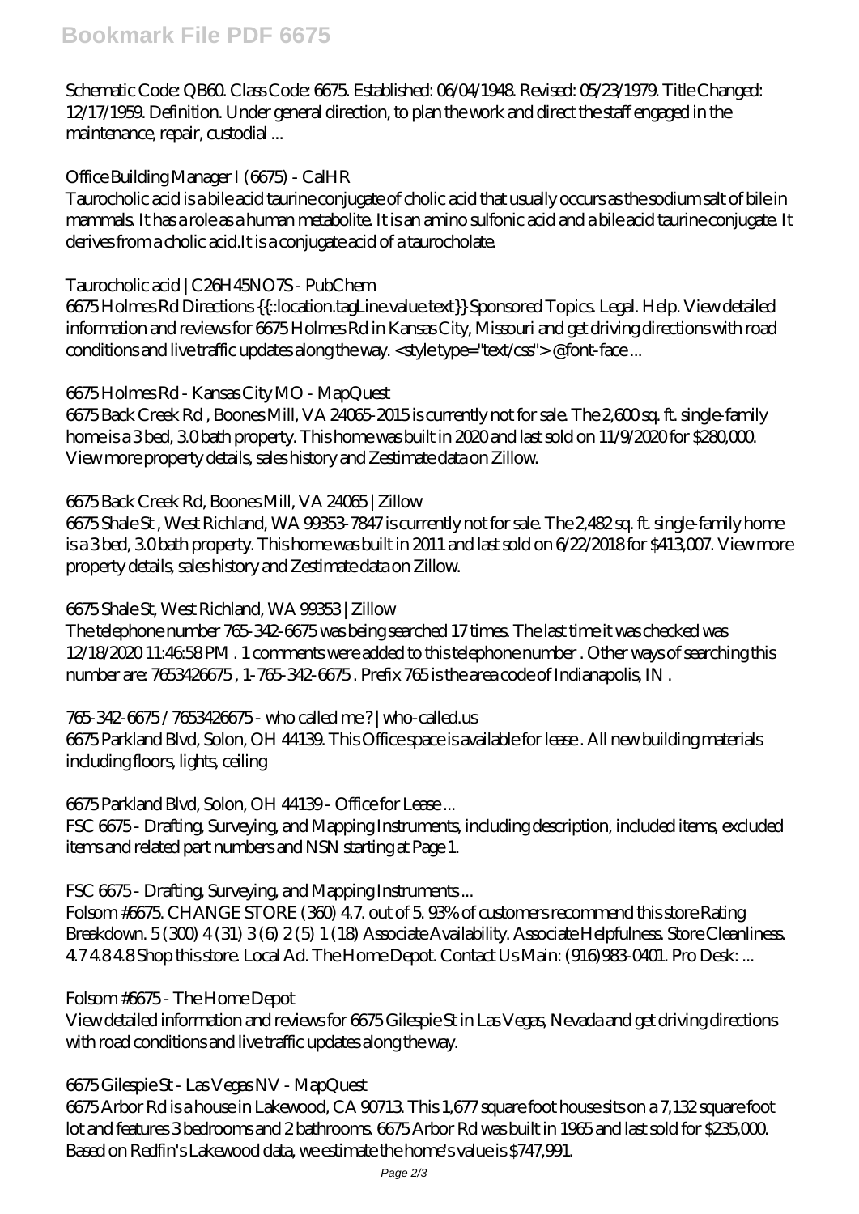Schematic Code: QB60. Class Code: 6675. Established: 06/04/1948. Revised: 05/23/1979. Title Changed: 12/17/1959. Definition. Under general direction, to plan the work and direct the staff engaged in the maintenance, repair, custodial ...

## Office Building Manager I (6675) - CalHR

Taurocholic acid is a bile acid taurine conjugate of cholic acid that usually occurs as the sodium salt of bile in mammals. It has a role as a human metabolite. It is an amino sulfonic acid and a bile acid taurine conjugate. It derives from a cholic acid.It is a conjugate acid of a taurocholate.

## Taurocholic acid | C26H45NO7S - PubChem

6675 Holmes Rd Directions {{::location.tagLine.value.text}} Sponsored Topics. Legal. Help. View detailed information and reviews for 6675 Holmes Rd in Kansas City, Missouri and get driving directions with road conditions and live traffic updates along the way. <style type="text/css"> @font-face ...

## 6675 Holmes Rd - Kansas City MO - MapQuest

6675 Back Creek Rd , Boones Mill, VA 24065-2015 is currently not for sale. The 2,600 sq. ft. single-family home is a 3 bed, 3.0 bath property. This home was built in 2020 and last sold on 11/9/2020 for $280,000. View more property details, sales history and Zestimate data on Zillow.

## 6675 Back Creek Rd, Boones Mill, VA 24065 | Zillow

6675 Shale St , West Richland, WA 99353-7847 is currently not for sale. The 2,482 sq. ft. single-family home is a 3 bed, 3.0 bath property. This home was built in 2011 and last sold on 6/22/2018 for $413,007. View more property details, sales history and Zestimate data on Zillow.

## 6675 Shale St, West Richland, WA 99353 | Zillow

The telephone number 765-342-6675 was being searched 17 times. The last time it was checked was 12/18/2020 11:46:58 PM . 1 comments were added to this telephone number . Other ways of searching this number are: 7653426675 , 1-765-342-6675 . Prefix 765 is the area code of Indianapolis, IN .

## 765-342-6675 / 7653426675 - who called me ? | who-called.us

6675 Parkland Blvd, Solon, OH 44139. This Office space is available for lease . All new building materials including floors, lights, ceiling

## 6675 Parkland Blvd, Solon, OH 44139 - Office for Lease ...

FSC 6675 - Drafting, Surveying, and Mapping Instruments, including description, included items, excluded items and related part numbers and NSN starting at Page 1.

## FSC 6675 - Drafting, Surveying, and Mapping Instruments ...

Folsom #6675. CHANGE STORE (360) 4.7. out of 5. 93% of customers recommend this store Rating Breakdown. 5 (300) 4 (31) 3 (6) 2 (5) 1 (18) Associate Availability. Associate Helpfulness. Store Cleanliness. 4.7 4.8 4.8 Shop this store. Local Ad. The Home Depot. Contact Us Main: (916)983-0401. Pro Desk: ...

## Folsom #6675 - The Home Depot

View detailed information and reviews for 6675 Gilespie St in Las Vegas, Nevada and get driving directions with road conditions and live traffic updates along the way.

## 6675 Gilespie St - Las Vegas NV - MapQuest

6675 Arbor Rd is a house in Lakewood, CA 90713. This 1,677 square foot house sits on a 7,132 square foot lot and features 3 bedrooms and 2 bathrooms. 6675 Arbor Rd was built in 1965 and last sold for $235,000. Based on Redfin's Lakewood data, we estimate the home's value is $747,991.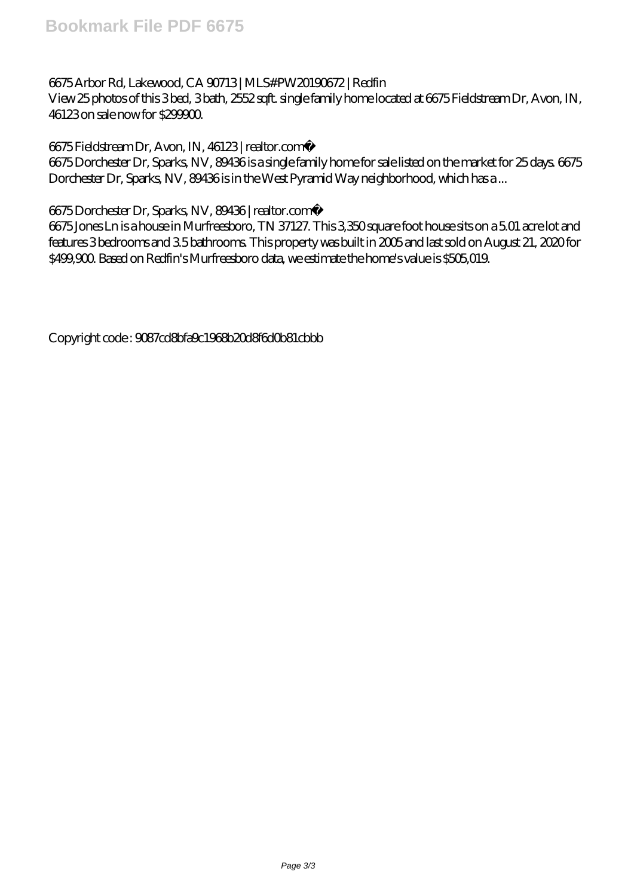*6675 Arbor Rd, Lakewood, CA 90713 | MLS# PW20190672 | Redfin*

View 25 photos of this 3 bed, 3 bath, 2552 sqft. single family home located at 6675 Fieldstream Dr, Avon, IN, 46123 on sale now for $299900.

*6675 Fieldstream Dr, Avon, IN, 46123 | realtor.com®*

6675 Dorchester Dr, Sparks, NV, 89436 is a single family home for sale listed on the market for 25 days. 6675 Dorchester Dr, Sparks, NV, 89436 is in the West Pyramid Way neighborhood, which has a ...

*6675 Dorchester Dr, Sparks, NV, 89436 | realtor.com®*

6675 Jones Ln is a house in Murfreesboro, TN 37127. This 3,350 square foot house sits on a 5.01 acre lot and features 3 bedrooms and 3.5 bathrooms. This property was built in 2005 and last sold on August 21, 2020 for $499,900. Based on Redfin's Murfreesboro data, we estimate the home's value is $505,019.

Copyright code : 9087cd8bfa9c1968b20d8f6d0b81cbbb